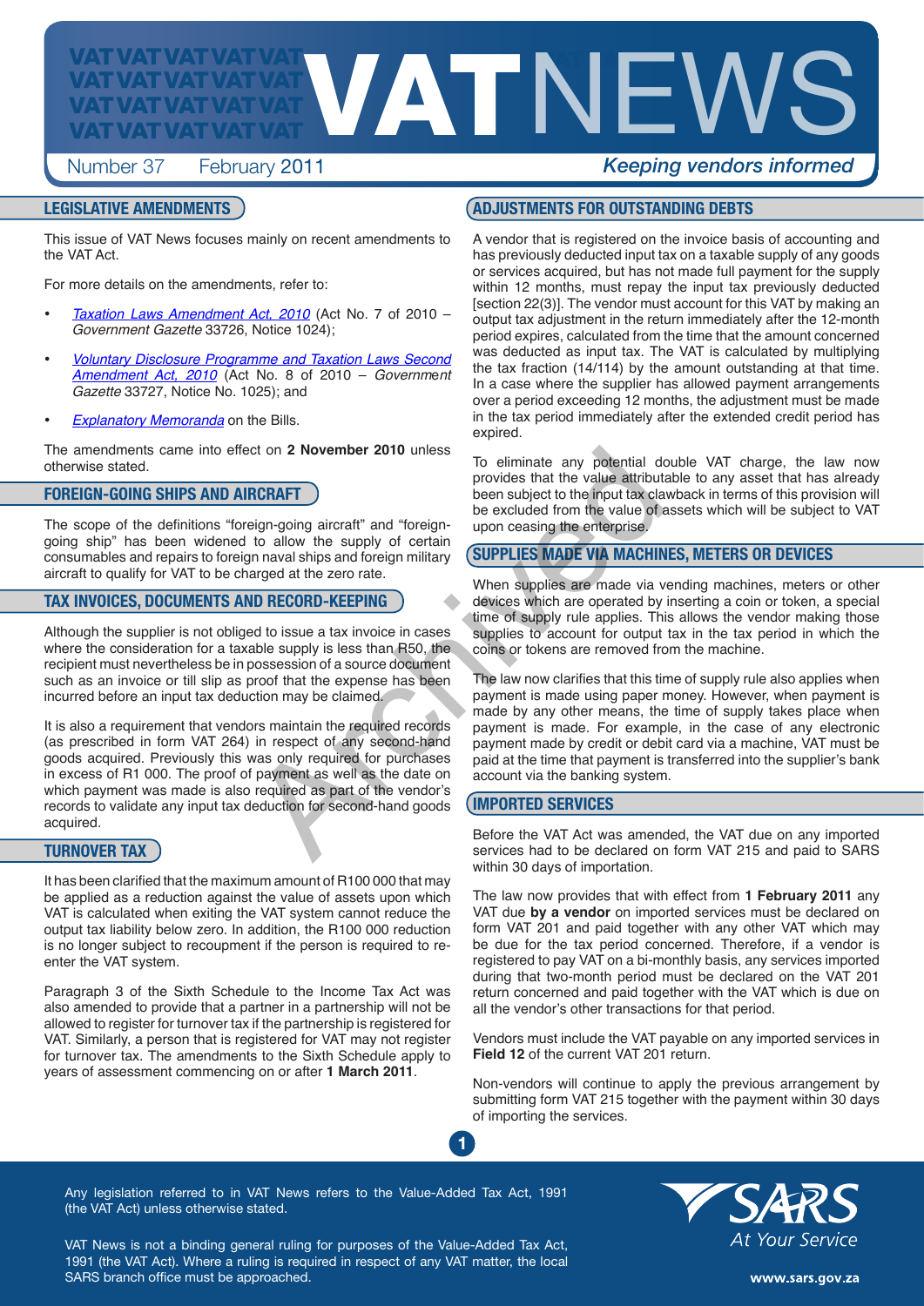# VAT NEWS

Number 37 February 2011

*Keeping vendors informed*

## LEGISLATIVE AMENDMENTS

This issue of VAT News focuses mainly on recent amendments to the VAT Act.

For more details on the amendments, refer to:

- *Taxation Laws Amendment Act, 2010* (Act No. 7 of 2010 – *Government Gazette* 33726, Notice 1024);
- *Voluntary Disclosure Programme and Taxation Laws Second Amendment Act, 2010* (Act No. 8 of 2010 – *Government Gazette* 33727, Notice No. 1025); and
- *Explanatory Memoranda* on the Bills.

The amendments came into effect on **2 November 2010** unless otherwise stated.

## FOREIGN-GOING SHIPS AND AIRCRAFT

The scope of the definitions "foreign-going aircraft" and "foreign-going ship" has been widened to allow the supply of certain consumables and repairs to foreign naval ships and foreign military aircraft to qualify for VAT to be charged at the zero rate.

## TAX INVOICES, DOCUMENTS AND RECORD-KEEPING

Although the supplier is not obliged to issue a tax invoice in cases where the consideration for a taxable supply is less than R50, the recipient must nevertheless be in possession of a source document such as an invoice or till slip as proof that the expense has been incurred before an input tax deduction may be claimed.

It is also a requirement that vendors maintain the required records (as prescribed in form VAT 264) in respect of any second-hand goods acquired. Previously this was only required for purchases in excess of R1 000. The proof of payment as well as the date on which payment was made is also required as part of the vendor's records to validate any input tax deduction for second-hand goods acquired.

## TURNOVER TAX

It has been clarified that the maximum amount of R100 000 that may be applied as a reduction against the value of assets upon which VAT is calculated when exiting the VAT system cannot reduce the output tax liability below zero. In addition, the R100 000 reduction is no longer subject to recoupment if the person is required to re-enter the VAT system.

Paragraph 3 of the Sixth Schedule to the Income Tax Act was also amended to provide that a partner in a partnership will not be allowed to register for turnover tax if the partnership is registered for VAT. Similarly, a person that is registered for VAT may not register for turnover tax. The amendments to the Sixth Schedule apply to years of assessment commencing on or after **1 March 2011**.

## ADJUSTMENTS FOR OUTSTANDING DEBTS

A vendor that is registered on the invoice basis of accounting and has previously deducted input tax on a taxable supply of any goods or services acquired, but has not made full payment for the supply within 12 months, must repay the input tax previously deducted [section 22(3)]. The vendor must account for this VAT by making an output tax adjustment in the return immediately after the 12-month period expires, calculated from the time that the amount concerned was deducted as input tax. The VAT is calculated by multiplying the tax fraction (14/114) by the amount outstanding at that time. In a case where the supplier has allowed payment arrangements over a period exceeding 12 months, the adjustment must be made in the tax period immediately after the extended credit period has expired.

To eliminate any potential double VAT charge, the law now provides that the value attributable to any asset that has already been subject to the input tax clawback in terms of this provision will be excluded from the value of assets which will be subject to VAT upon ceasing the enterprise.

## SUPPLIES MADE VIA MACHINES, METERS OR DEVICES

When supplies are made via vending machines, meters or other devices which are operated by inserting a coin or token, a special time of supply rule applies. This allows the vendor making those supplies to account for output tax in the tax period in which the coins or tokens are removed from the machine.

The law now clarifies that this time of supply rule also applies when payment is made using paper money. However, when payment is made by any other means, the time of supply takes place when payment is made. For example, in the case of any electronic payment made by credit or debit card via a machine, VAT must be paid at the time that payment is transferred into the supplier's bank account via the banking system.

## IMPORTED SERVICES

Before the VAT Act was amended, the VAT due on any imported services had to be declared on form VAT 215 and paid to SARS within 30 days of importation.

The law now provides that with effect from **1 February 2011** any VAT due **by a vendor** on imported services must be declared on form VAT 201 and paid together with any other VAT which may be due for the tax period concerned. Therefore, if a vendor is registered to pay VAT on a bi-monthly basis, any services imported during that two-month period must be declared on the VAT 201 return concerned and paid together with the VAT which is due on all the vendor's other transactions for that period.

Vendors must include the VAT payable on any imported services in **Field 12** of the current VAT 201 return.

Non-vendors will continue to apply the previous arrangement by submitting form VAT 215 together with the payment within 30 days of importing the services.

Any legislation referred to in VAT News refers to the Value-Added Tax Act, 1991 (the VAT Act) unless otherwise stated.

VAT News is not a binding general ruling for purposes of the Value-Added Tax Act, 1991 (the VAT Act). Where a ruling is required in respect of any VAT matter, the local SARS branch office must be approached.

SARS At Your Service

www.sars.gov.za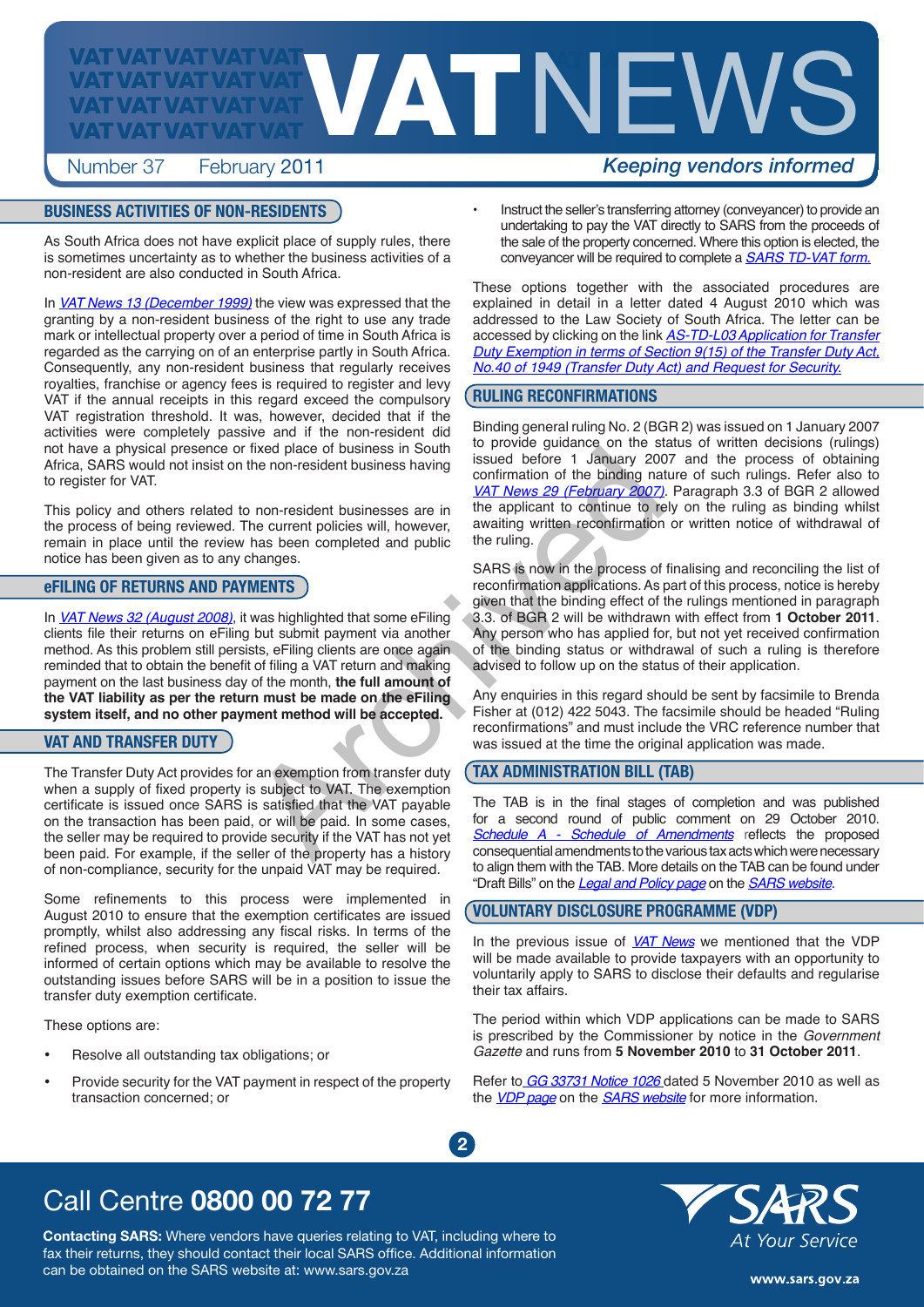# VAT NEWS

Number 37 February 2011 *Keeping vendors informed*

## BUSINESS ACTIVITIES OF NON-RESIDENTS

As South Africa does not have explicit place of supply rules, there is sometimes uncertainty as to whether the business activities of a non-resident are also conducted in South Africa.

In *VAT News 13 (December 1999)* the view was expressed that the granting by a non-resident business of the right to use any trade mark or intellectual property over a period of time in South Africa is regarded as the carrying on of an enterprise partly in South Africa. Consequently, any non-resident business that regularly receives royalties, franchise or agency fees is required to register and levy VAT if the annual receipts in this regard exceed the compulsory VAT registration threshold. It was, however, decided that if the activities were completely passive and if the non-resident did not have a physical presence or fixed place of business in South Africa, SARS would not insist on the non-resident business having to register for VAT.

This policy and others related to non-resident businesses are in the process of being reviewed. The current policies will, however, remain in place until the review has been completed and public notice has been given as to any changes.

## eFILING OF RETURNS AND PAYMENTS

In *VAT News 32 (August 2008)*, it was highlighted that some eFiling clients file their returns on eFiling but submit payment via another method. As this problem still persists, eFiling clients are once again reminded that to obtain the benefit of filing a VAT return and making payment on the last business day of the month, **the full amount of the VAT liability as per the return must be made on the eFiling system itself, and no other payment method will be accepted.**

## VAT AND TRANSFER DUTY

The Transfer Duty Act provides for an exemption from transfer duty when a supply of fixed property is subject to VAT. The exemption certificate is issued once SARS is satisfied that the VAT payable on the transaction has been paid, or will be paid. In some cases, the seller may be required to provide security if the VAT has not yet been paid. For example, if the seller of the property has a history of non-compliance, security for the unpaid VAT may be required.

Some refinements to this process were implemented in August 2010 to ensure that the exemption certificates are issued promptly, whilst also addressing any fiscal risks. In terms of the refined process, when security is required, the seller will be informed of certain options which may be available to resolve the outstanding issues before SARS will be in a position to issue the transfer duty exemption certificate.

These options are:

- Resolve all outstanding tax obligations; or
- Provide security for the VAT payment in respect of the property transaction concerned; or
- Instruct the seller's transferring attorney (conveyancer) to provide an undertaking to pay the VAT directly to SARS from the proceeds of the sale of the property concerned. Where this option is elected, the conveyancer will be required to complete a *SARS TD-VAT form.*

These options together with the associated procedures are explained in detail in a letter dated 4 August 2010 which was addressed to the Law Society of South Africa. The letter can be accessed by clicking on the link *AS-TD-L03 Application for Transfer Duty Exemption in terms of Section 9(15) of the Transfer Duty Act, No.40 of 1949 (Transfer Duty Act) and Request for Security.*

## RULING RECONFIRMATIONS

Binding general ruling No. 2 (BGR 2) was issued on 1 January 2007 to provide guidance on the status of written decisions (rulings) issued before 1 January 2007 and the process of obtaining confirmation of the binding nature of such rulings. Refer also to *VAT News 29 (February 2007)*. Paragraph 3.3 of BGR 2 allowed the applicant to continue to rely on the ruling as binding whilst awaiting written reconfirmation or written notice of withdrawal of the ruling.

SARS is now in the process of finalising and reconciling the list of reconfirmation applications. As part of this process, notice is hereby given that the binding effect of the rulings mentioned in paragraph 3.3. of BGR 2 will be withdrawn with effect from **1 October 2011**. Any person who has applied for, but not yet received confirmation of the binding status or withdrawal of such a ruling is therefore advised to follow up on the status of their application.

Any enquiries in this regard should be sent by facsimile to Brenda Fisher at (012) 422 5043. The facsimile should be headed "Ruling reconfirmations" and must include the VRC reference number that was issued at the time the original application was made.

## TAX ADMINISTRATION BILL (TAB)

The TAB is in the final stages of completion and was published for a second round of public comment on 29 October 2010. *Schedule A - Schedule of Amendments* reflects the proposed consequential amendments to the various tax acts which were necessary to align them with the TAB. More details on the TAB can be found under "Draft Bills" on the *Legal and Policy page* on the *SARS website*.

## VOLUNTARY DISCLOSURE PROGRAMME (VDP)

In the previous issue of *VAT News* we mentioned that the VDP will be made available to provide taxpayers with an opportunity to voluntarily apply to SARS to disclose their defaults and regularise their tax affairs.

The period within which VDP applications can be made to SARS is prescribed by the Commissioner by notice in the *Government Gazette* and runs from **5 November 2010** to **31 October 2011**.

Refer to *GG 33731 Notice 1026* dated 5 November 2010 as well as the *VDP page* on the *SARS website* for more information.

Call Centre **0800 00 72 77**

**Contacting SARS:** Where vendors have queries relating to VAT, including where to fax their returns, they should contact their local SARS office. Additional information can be obtained on the SARS website at: www.sars.gov.za

SARS At Your Service

www.sars.gov.za